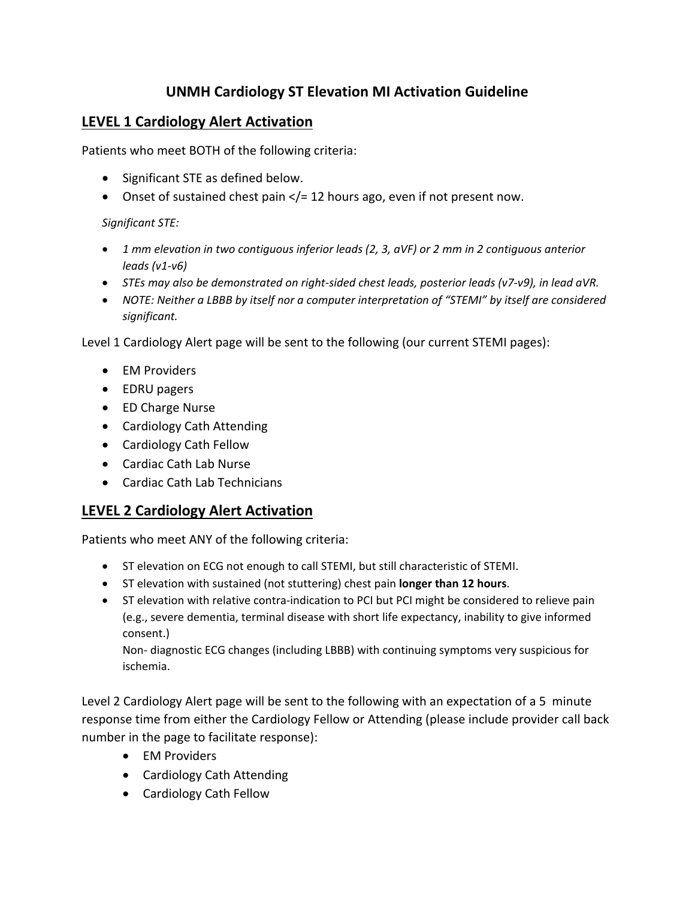# UNMH Cardiology ST Elevation MI Activation Guideline

## LEVEL 1 Cardiology Alert Activation

Patients who meet BOTH of the following criteria:

- Significant STE as defined below.
- Onset of sustained chest pain </= 12 hours ago, even if not present now.

*Significant STE:*

- *1 mm elevation in two contiguous inferior leads (2, 3, aVF) or 2 mm in 2 contiguous anterior leads (v1-v6)*
- *STEs may also be demonstrated on right-sided chest leads, posterior leads (v7-v9), in lead aVR.*
- *NOTE: Neither a LBBB by itself nor a computer interpretation of "STEMI" by itself are considered significant.*

Level 1 Cardiology Alert page will be sent to the following (our current STEMI pages):

- EM Providers
- EDRU pagers
- ED Charge Nurse
- Cardiology Cath Attending
- Cardiology Cath Fellow
- Cardiac Cath Lab Nurse
- Cardiac Cath Lab Technicians

## LEVEL 2 Cardiology Alert Activation

Patients who meet ANY of the following criteria:

- ST elevation on ECG not enough to call STEMI, but still characteristic of STEMI.
- ST elevation with sustained (not stuttering) chest pain **longer than 12 hours**.
- ST elevation with relative contra-indication to PCI but PCI might be considered to relieve pain (e.g., severe dementia, terminal disease with short life expectancy, inability to give informed consent.)
  Non- diagnostic ECG changes (including LBBB) with continuing symptoms very suspicious for ischemia.

Level 2 Cardiology Alert page will be sent to the following with an expectation of a 5 minute response time from either the Cardiology Fellow or Attending (please include provider call back number in the page to facilitate response):

- EM Providers
- Cardiology Cath Attending
- Cardiology Cath Fellow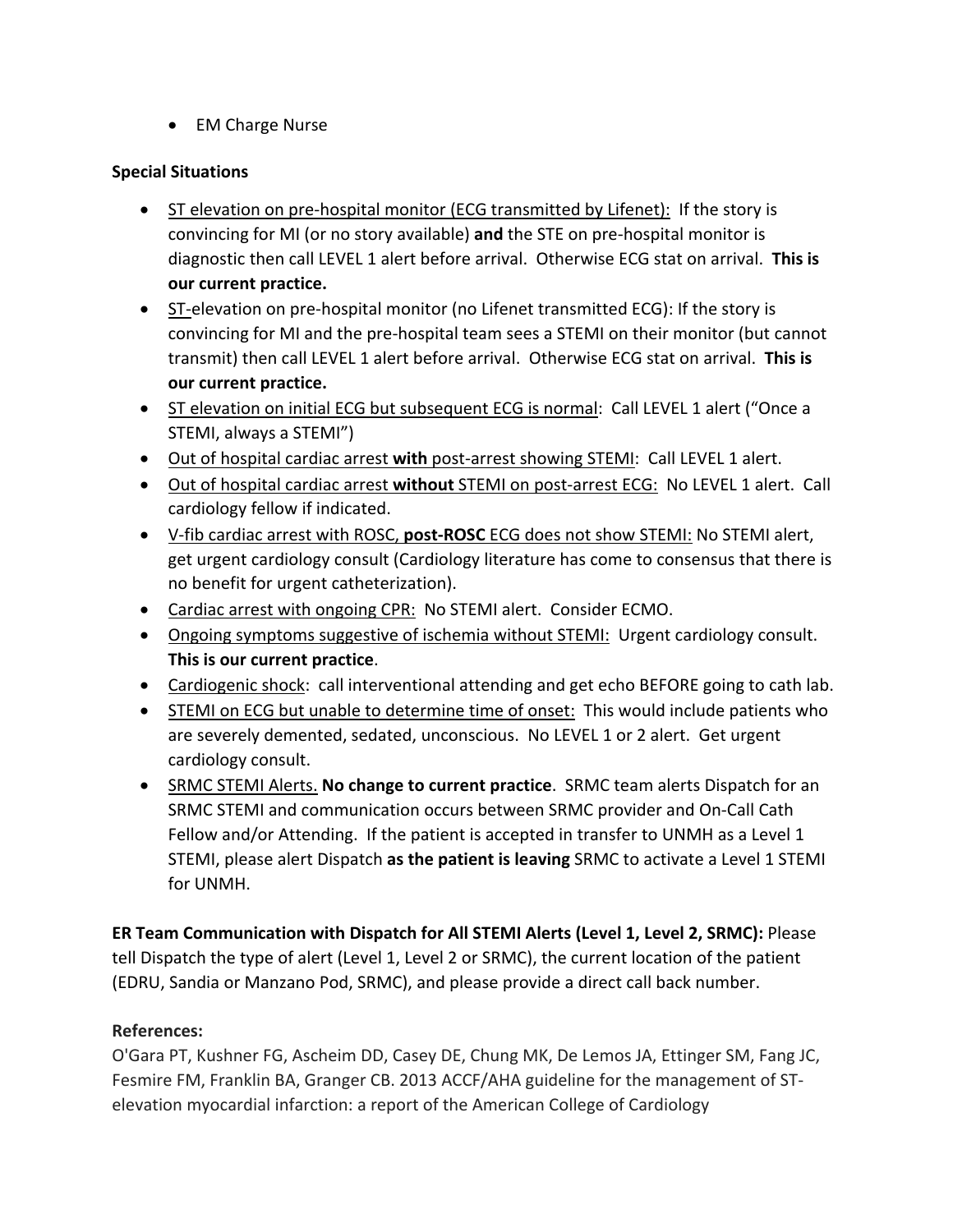- EM Charge Nurse

**Special Situations**

- <u>ST elevation on pre-hospital monitor (ECG transmitted by Lifenet):</u> If the story is convincing for MI (or no story available) **and** the STE on pre-hospital monitor is diagnostic then call LEVEL 1 alert before arrival. Otherwise ECG stat on arrival. **This is our current practice.**
- <u>ST-</u>elevation on pre-hospital monitor (no Lifenet transmitted ECG): If the story is convincing for MI and the pre-hospital team sees a STEMI on their monitor (but cannot transmit) then call LEVEL 1 alert before arrival. Otherwise ECG stat on arrival. **This is our current practice.**
- <u>ST elevation on initial ECG but subsequent ECG is normal</u>: Call LEVEL 1 alert ("Once a STEMI, always a STEMI")
- <u>Out of hospital cardiac arrest **with** post-arrest showing STEMI</u>: Call LEVEL 1 alert.
- <u>Out of hospital cardiac arrest **without** STEMI on post-arrest ECG:</u> No LEVEL 1 alert. Call cardiology fellow if indicated.
- <u>V-fib cardiac arrest with ROSC, **post-ROSC** ECG does not show STEMI:</u> No STEMI alert, get urgent cardiology consult (Cardiology literature has come to consensus that there is no benefit for urgent catheterization).
- <u>Cardiac arrest with ongoing CPR:</u> No STEMI alert. Consider ECMO.
- <u>Ongoing symptoms suggestive of ischemia without STEMI:</u> Urgent cardiology consult. **This is our current practice**.
- <u>Cardiogenic shock</u>: call interventional attending and get echo BEFORE going to cath lab.
- <u>STEMI on ECG but unable to determine time of onset:</u> This would include patients who are severely demented, sedated, unconscious. No LEVEL 1 or 2 alert. Get urgent cardiology consult.
- <u>SRMC STEMI Alerts.</u> **No change to current practice**. SRMC team alerts Dispatch for an SRMC STEMI and communication occurs between SRMC provider and On-Call Cath Fellow and/or Attending. If the patient is accepted in transfer to UNMH as a Level 1 STEMI, please alert Dispatch **as the patient is leaving** SRMC to activate a Level 1 STEMI for UNMH.

**ER Team Communication with Dispatch for All STEMI Alerts (Level 1, Level 2, SRMC):** Please tell Dispatch the type of alert (Level 1, Level 2 or SRMC), the current location of the patient (EDRU, Sandia or Manzano Pod, SRMC), and please provide a direct call back number.

**References:**

O'Gara PT, Kushner FG, Ascheim DD, Casey DE, Chung MK, De Lemos JA, Ettinger SM, Fang JC, Fesmire FM, Franklin BA, Granger CB. 2013 ACCF/AHA guideline for the management of ST-elevation myocardial infarction: a report of the American College of Cardiology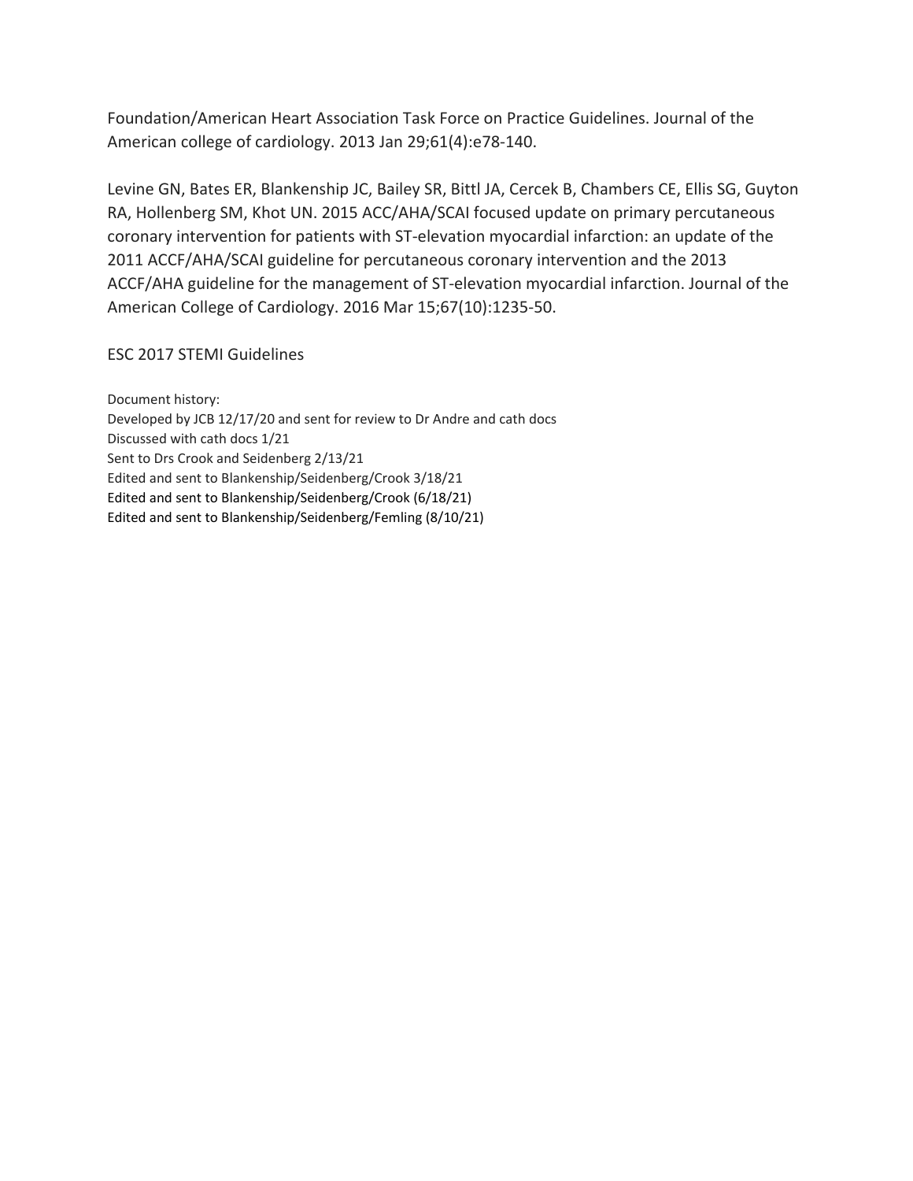Foundation/American Heart Association Task Force on Practice Guidelines. Journal of the American college of cardiology. 2013 Jan 29;61(4):e78-140.

Levine GN, Bates ER, Blankenship JC, Bailey SR, Bittl JA, Cercek B, Chambers CE, Ellis SG, Guyton RA, Hollenberg SM, Khot UN. 2015 ACC/AHA/SCAI focused update on primary percutaneous coronary intervention for patients with ST-elevation myocardial infarction: an update of the 2011 ACCF/AHA/SCAI guideline for percutaneous coronary intervention and the 2013 ACCF/AHA guideline for the management of ST-elevation myocardial infarction. Journal of the American College of Cardiology. 2016 Mar 15;67(10):1235-50.

ESC 2017 STEMI Guidelines

Document history:
Developed by JCB 12/17/20 and sent for review to Dr Andre and cath docs
Discussed with cath docs 1/21
Sent to Drs Crook and Seidenberg 2/13/21
Edited and sent to Blankenship/Seidenberg/Crook 3/18/21
Edited and sent to Blankenship/Seidenberg/Crook (6/18/21)
Edited and sent to Blankenship/Seidenberg/Femling (8/10/21)